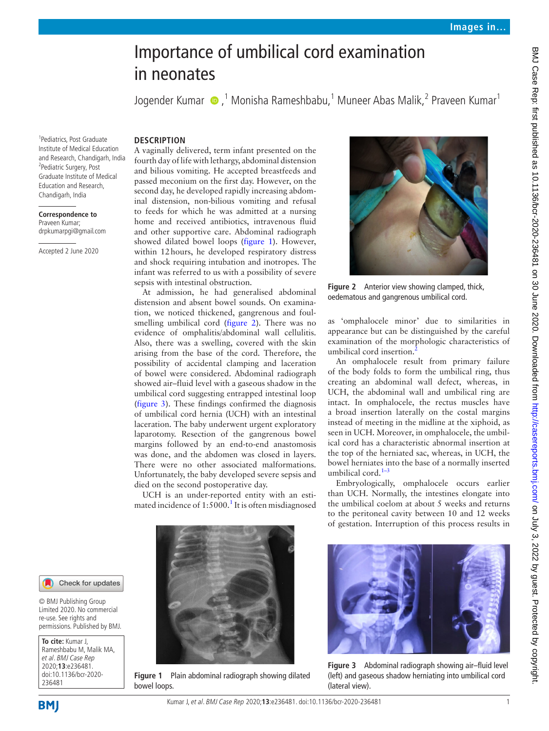# Importance of umbilical cord examination in neonates

Jogender Kumar ,[1] Monisha Rameshbabu,[1] Muneer Abas Malik,[2] Praveen Kumar[1]

[1]Pediatrics, Post Graduate Institute of Medical Education and Research, Chandigarh, India
[2]Pediatric Surgery, Post Graduate Institute of Medical Education and Research, Chandigarh, India

**Correspondence to**
Praveen Kumar; drpkumarpgi@gmail.com

Accepted 2 June 2020

© BMJ Publishing Group Limited 2020. No commercial re-use. See rights and permissions. Published by BMJ.

**To cite:** Kumar J, Rameshbabu M, Malik MA, *et al*. *BMJ Case Rep* 2020;**13**:e236481. doi:10.1136/bcr-2020-236481

## DESCRIPTION

A vaginally delivered, term infant presented on the fourth day of life with lethargy, abdominal distension and bilious vomiting. He accepted breastfeeds and passed meconium on the first day. However, on the second day, he developed rapidly increasing abdominal distension, non-bilious vomiting and refusal to feeds for which he was admitted at a nursing home and received antibiotics, intravenous fluid and other supportive care. Abdominal radiograph showed dilated bowel loops (figure 1). However, within 12 hours, he developed respiratory distress and shock requiring intubation and inotropes. The infant was referred to us with a possibility of severe sepsis with intestinal obstruction.

At admission, he had generalised abdominal distension and absent bowel sounds. On examination, we noticed thickened, gangrenous and foul-smelling umbilical cord (figure 2). There was no evidence of omphalitis/abdominal wall cellulitis. Also, there was a swelling, covered with the skin arising from the base of the cord. Therefore, the possibility of accidental clamping and laceration of bowel were considered. Abdominal radiograph showed air–fluid level with a gaseous shadow in the umbilical cord suggesting entrapped intestinal loop (figure 3). These findings confirmed the diagnosis of umbilical cord hernia (UCH) with an intestinal laceration. The baby underwent urgent exploratory laparotomy. Resection of the gangrenous bowel margins followed by an end-to-end anastomosis was done, and the abdomen was closed in layers. There were no other associated malformations. Unfortunately, the baby developed severe sepsis and died on the second postoperative day.

UCH is an under-reported entity with an estimated incidence of 1:5000.[1] It is often misdiagnosed as 'omphalocele minor' due to similarities in appearance but can be distinguished by the careful examination of the morphologic characteristics of umbilical cord insertion.[2]

An omphalocele result from primary failure of the body folds to form the umbilical ring, thus creating an abdominal wall defect, whereas, in UCH, the abdominal wall and umbilical ring are intact. In omphalocele, the rectus muscles have a broad insertion laterally on the costal margins instead of meeting in the midline at the xiphoid, as seen in UCH. Moreover, in omphalocele, the umbilical cord has a characteristic abnormal insertion at the top of the herniated sac, whereas, in UCH, the bowel herniates into the base of a normally inserted umbilical cord.[1–3]

Embryologically, omphalocele occurs earlier than UCH. Normally, the intestines elongate into the umbilical coelom at about 5 weeks and returns to the peritoneal cavity between 10 and 12 weeks of gestation. Interruption of this process results in

Figure 2 Anterior view showing clamped, thick, oedematous and gangrenous umbilical cord.

Figure 1 Plain abdominal radiograph showing dilated bowel loops.

Figure 3 Abdominal radiograph showing air–fluid level (left) and gaseous shadow herniating into umbilical cord (lateral view).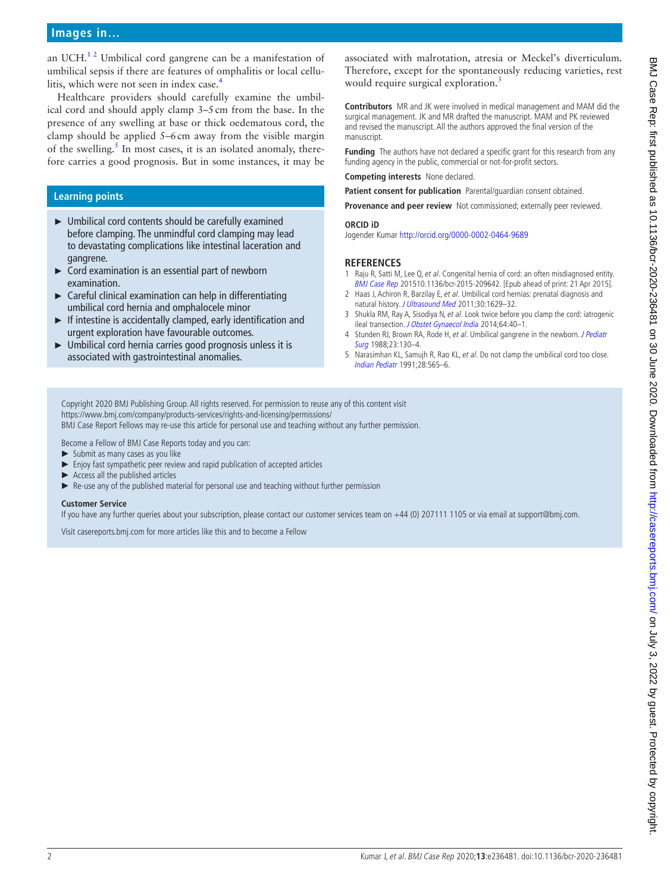an UCH.[1,2] Umbilical cord gangrene can be a manifestation of umbilical sepsis if there are features of omphalitis or local cellulitis, which were not seen in index case.[4]

Healthcare providers should carefully examine the umbilical cord and should apply clamp 3–5 cm from the base. In the presence of any swelling at base or thick oedematous cord, the clamp should be applied 5–6 cm away from the visible margin of the swelling.[5] In most cases, it is an isolated anomaly, therefore carries a good prognosis. But in some instances, it may be associated with malrotation, atresia or Meckel's diverticulum. Therefore, except for the spontaneously reducing varieties, rest would require surgical exploration.[3]

## Learning points

- Umbilical cord contents should be carefully examined before clamping. The unmindful cord clamping may lead to devastating complications like intestinal laceration and gangrene.
- Cord examination is an essential part of newborn examination.
- Careful clinical examination can help in differentiating umbilical cord hernia and omphalocele minor
- If intestine is accidentally clamped, early identification and urgent exploration have favourable outcomes.
- Umbilical cord hernia carries good prognosis unless it is associated with gastrointestinal anomalies.

**Contributors** MR and JK were involved in medical management and MAM did the surgical management. JK and MR drafted the manuscript. MAM and PK reviewed and revised the manuscript. All the authors approved the final version of the manuscript.

**Funding** The authors have not declared a specific grant for this research from any funding agency in the public, commercial or not-for-profit sectors.

**Competing interests** None declared.

**Patient consent for publication** Parental/guardian consent obtained.

**Provenance and peer review** Not commissioned; externally peer reviewed.

**ORCID iD**

Jogender Kumar http://orcid.org/0000-0002-0464-9689

## REFERENCES

1. Raju R, Satti M, Lee Q, *et al*. Congenital hernia of cord: an often misdiagnosed entity. *BMJ Case Rep* 201510.1136/bcr-2015-209642. [Epub ahead of print: 21 Apr 2015].
2. Haas J, Achiron R, Barzilay E, *et al*. Umbilical cord hernias: prenatal diagnosis and natural history. *J Ultrasound Med* 2011;30:1629–32.
3. Shukla RM, Ray A, Sisodiya N, *et al*. Look twice before you clamp the cord: iatrogenic ileal transection. *J Obstet Gynaecol India* 2014;64:40–1.
4. Stunden RJ, Brown RA, Rode H, *et al*. Umbilical gangrene in the newborn. *J Pediatr Surg* 1988;23:130–4.
5. Narasimhan KL, Samujh R, Rao KL, *et al*. Do not clamp the umbilical cord too close. *Indian Pediatr* 1991;28:565–6.

Copyright 2020 BMJ Publishing Group. All rights reserved. For permission to reuse any of this content visit
https://www.bmj.com/company/products-services/rights-and-licensing/permissions/
BMJ Case Report Fellows may re-use this article for personal use and teaching without any further permission.

Become a Fellow of BMJ Case Reports today and you can:
- Submit as many cases as you like
- Enjoy fast sympathetic peer review and rapid publication of accepted articles
- Access all the published articles
- Re-use any of the published material for personal use and teaching without further permission

**Customer Service**

If you have any further queries about your subscription, please contact our customer services team on +44 (0) 207111 1105 or via email at support@bmj.com.

Visit casereports.bmj.com for more articles like this and to become a Fellow